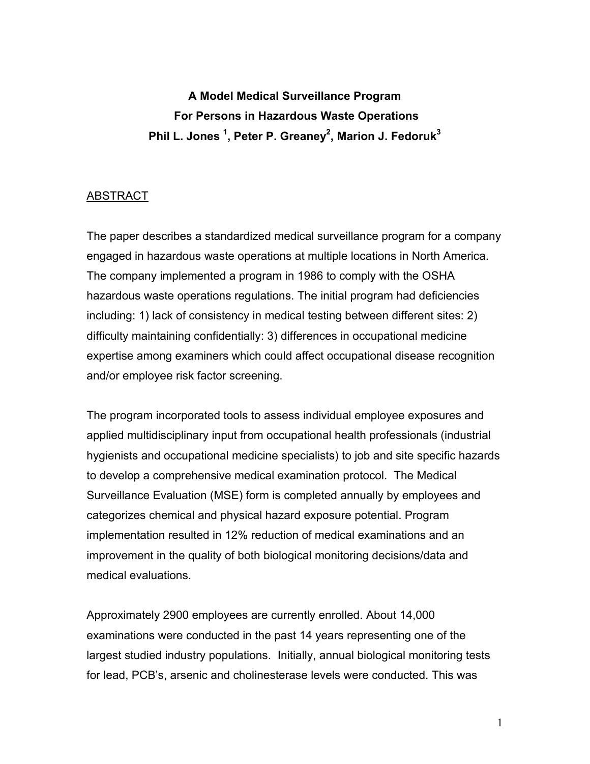# A Model Medical Surveillance Program For Persons in Hazardous Waste Operations

**Phil L. Jones [1], Peter P. Greaney[2], Marion J. Fedoruk[3]**

## ABSTRACT

The paper describes a standardized medical surveillance program for a company engaged in hazardous waste operations at multiple locations in North America. The company implemented a program in 1986 to comply with the OSHA hazardous waste operations regulations. The initial program had deficiencies including: 1) lack of consistency in medical testing between different sites: 2) difficulty maintaining confidentially: 3) differences in occupational medicine expertise among examiners which could affect occupational disease recognition and/or employee risk factor screening.

The program incorporated tools to assess individual employee exposures and applied multidisciplinary input from occupational health professionals (industrial hygienists and occupational medicine specialists) to job and site specific hazards to develop a comprehensive medical examination protocol. The Medical Surveillance Evaluation (MSE) form is completed annually by employees and categorizes chemical and physical hazard exposure potential. Program implementation resulted in 12% reduction of medical examinations and an improvement in the quality of both biological monitoring decisions/data and medical evaluations.

Approximately 2900 employees are currently enrolled. About 14,000 examinations were conducted in the past 14 years representing one of the largest studied industry populations. Initially, annual biological monitoring tests for lead, PCB's, arsenic and cholinesterase levels were conducted. This was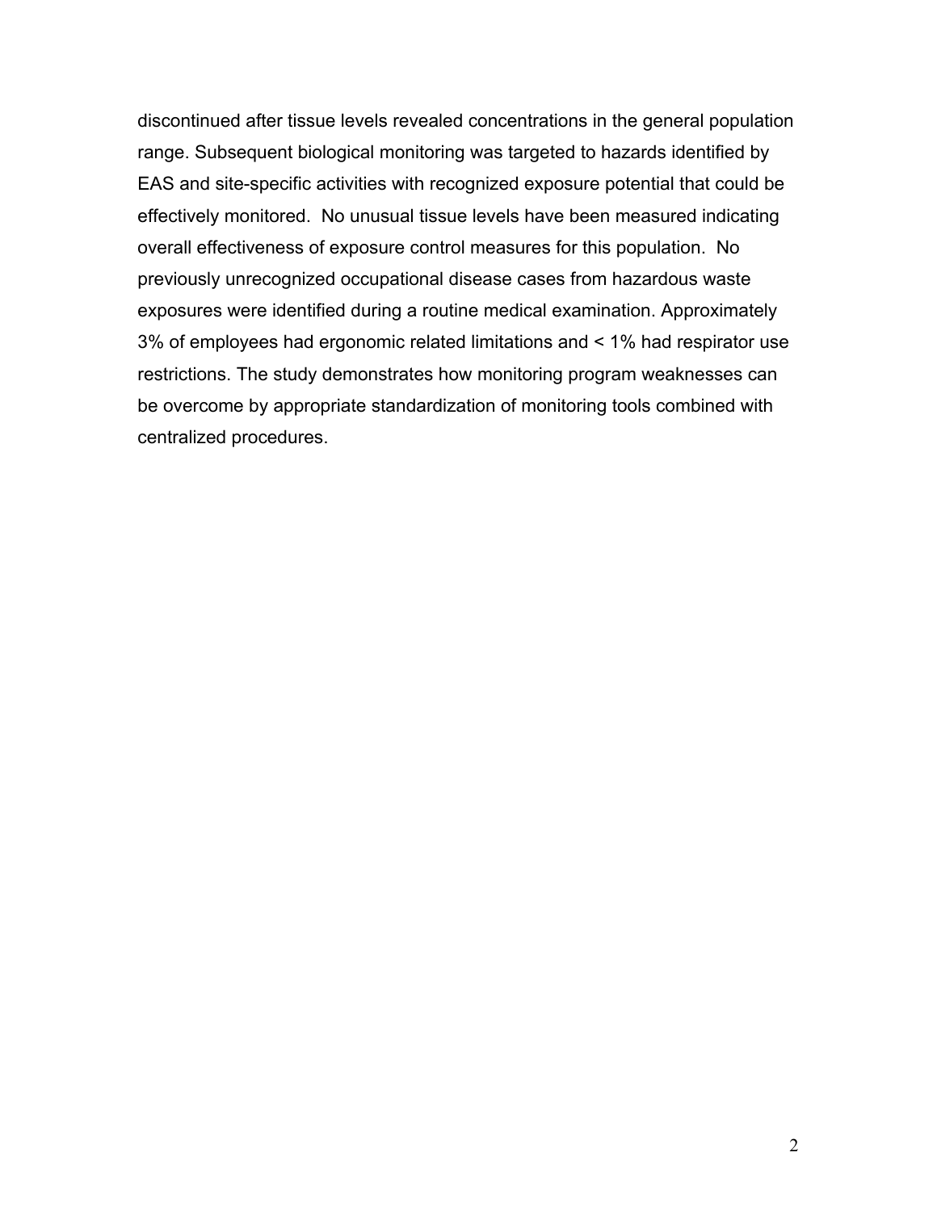discontinued after tissue levels revealed concentrations in the general population range. Subsequent biological monitoring was targeted to hazards identified by EAS and site-specific activities with recognized exposure potential that could be effectively monitored. No unusual tissue levels have been measured indicating overall effectiveness of exposure control measures for this population. No previously unrecognized occupational disease cases from hazardous waste exposures were identified during a routine medical examination. Approximately 3% of employees had ergonomic related limitations and < 1% had respirator use restrictions. The study demonstrates how monitoring program weaknesses can be overcome by appropriate standardization of monitoring tools combined with centralized procedures.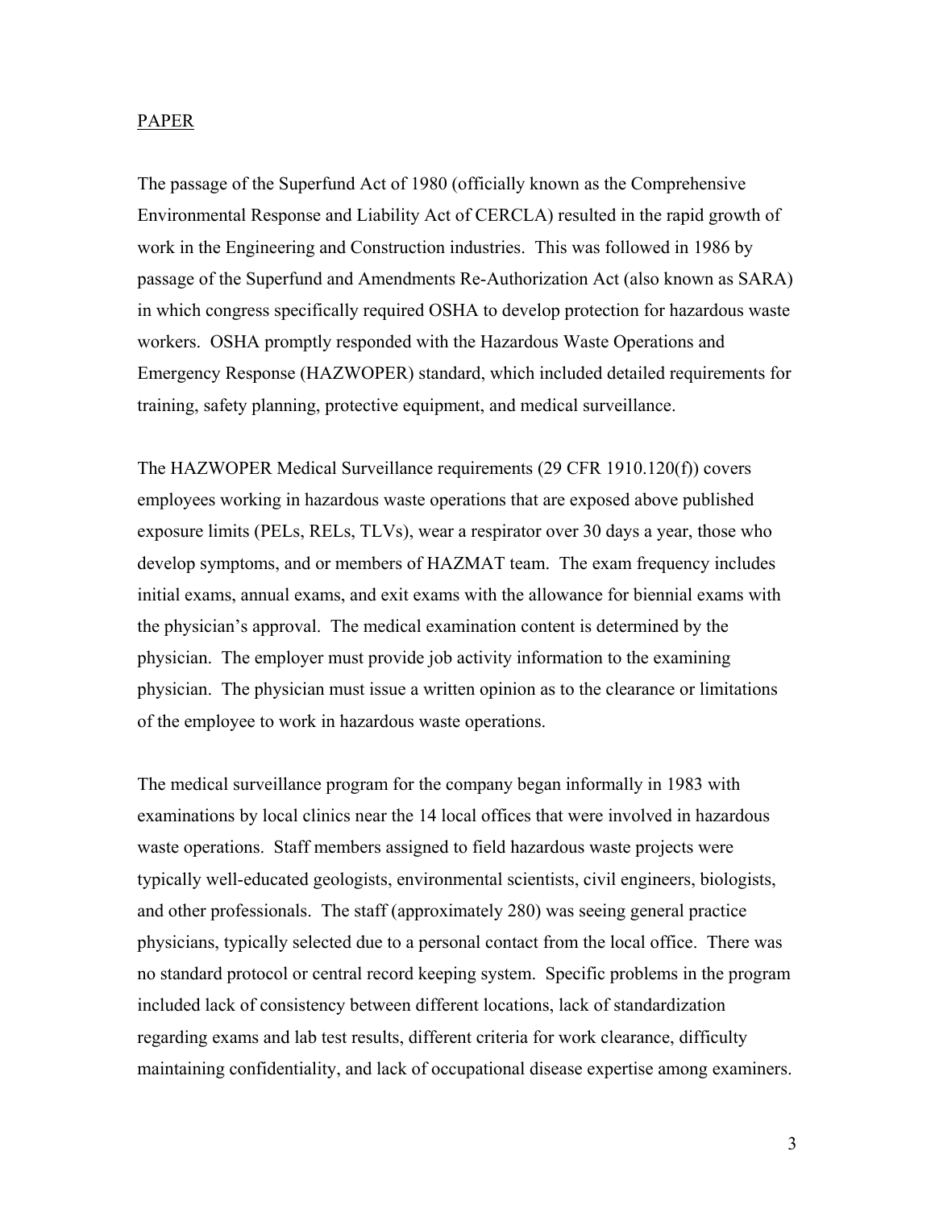PAPER

The passage of the Superfund Act of 1980 (officially known as the Comprehensive Environmental Response and Liability Act of CERCLA) resulted in the rapid growth of work in the Engineering and Construction industries. This was followed in 1986 by passage of the Superfund and Amendments Re-Authorization Act (also known as SARA) in which congress specifically required OSHA to develop protection for hazardous waste workers. OSHA promptly responded with the Hazardous Waste Operations and Emergency Response (HAZWOPER) standard, which included detailed requirements for training, safety planning, protective equipment, and medical surveillance.

The HAZWOPER Medical Surveillance requirements (29 CFR 1910.120(f)) covers employees working in hazardous waste operations that are exposed above published exposure limits (PELs, RELs, TLVs), wear a respirator over 30 days a year, those who develop symptoms, and or members of HAZMAT team. The exam frequency includes initial exams, annual exams, and exit exams with the allowance for biennial exams with the physician's approval. The medical examination content is determined by the physician. The employer must provide job activity information to the examining physician. The physician must issue a written opinion as to the clearance or limitations of the employee to work in hazardous waste operations.

The medical surveillance program for the company began informally in 1983 with examinations by local clinics near the 14 local offices that were involved in hazardous waste operations. Staff members assigned to field hazardous waste projects were typically well-educated geologists, environmental scientists, civil engineers, biologists, and other professionals. The staff (approximately 280) was seeing general practice physicians, typically selected due to a personal contact from the local office. There was no standard protocol or central record keeping system. Specific problems in the program included lack of consistency between different locations, lack of standardization regarding exams and lab test results, different criteria for work clearance, difficulty maintaining confidentiality, and lack of occupational disease expertise among examiners.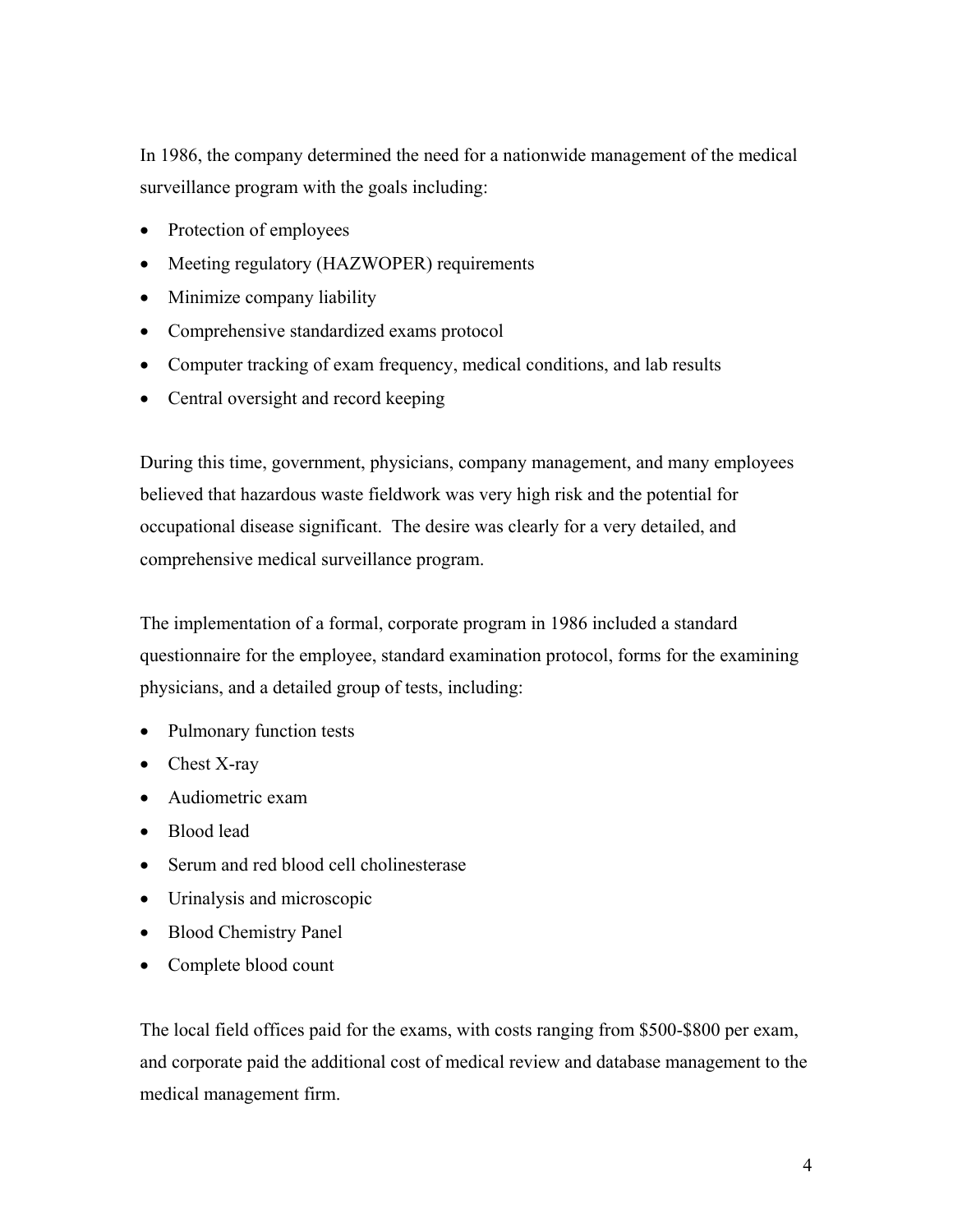In 1986, the company determined the need for a nationwide management of the medical surveillance program with the goals including:

- Protection of employees
- Meeting regulatory (HAZWOPER) requirements
- Minimize company liability
- Comprehensive standardized exams protocol
- Computer tracking of exam frequency, medical conditions, and lab results
- Central oversight and record keeping

During this time, government, physicians, company management, and many employees believed that hazardous waste fieldwork was very high risk and the potential for occupational disease significant. The desire was clearly for a very detailed, and comprehensive medical surveillance program.

The implementation of a formal, corporate program in 1986 included a standard questionnaire for the employee, standard examination protocol, forms for the examining physicians, and a detailed group of tests, including:

- Pulmonary function tests
- Chest X-ray
- Audiometric exam
- Blood lead
- Serum and red blood cell cholinesterase
- Urinalysis and microscopic
- Blood Chemistry Panel
- Complete blood count

The local field offices paid for the exams, with costs ranging from $500-$800 per exam, and corporate paid the additional cost of medical review and database management to the medical management firm.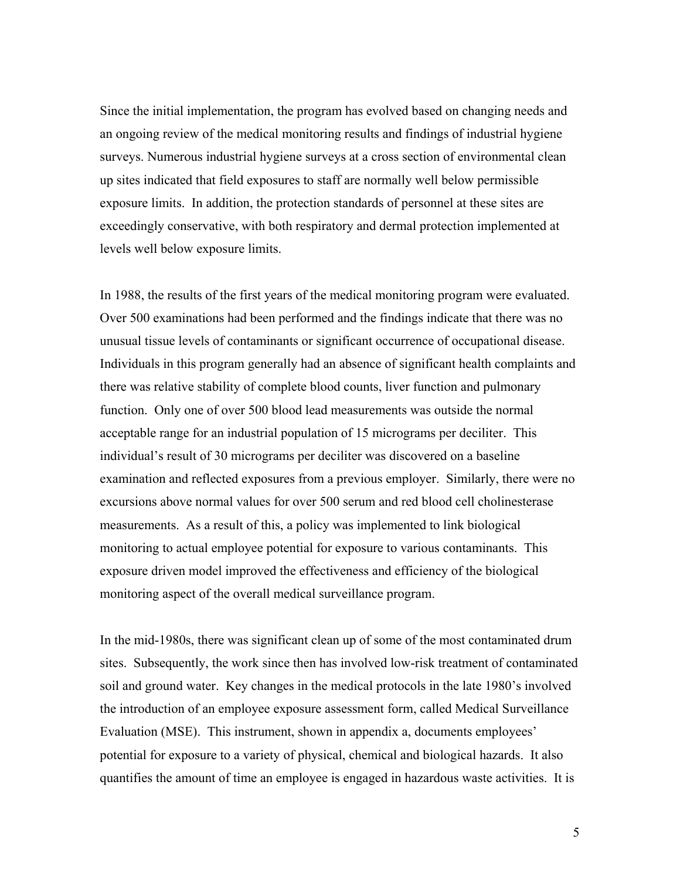Since the initial implementation, the program has evolved based on changing needs and an ongoing review of the medical monitoring results and findings of industrial hygiene surveys. Numerous industrial hygiene surveys at a cross section of environmental clean up sites indicated that field exposures to staff are normally well below permissible exposure limits. In addition, the protection standards of personnel at these sites are exceedingly conservative, with both respiratory and dermal protection implemented at levels well below exposure limits.

In 1988, the results of the first years of the medical monitoring program were evaluated. Over 500 examinations had been performed and the findings indicate that there was no unusual tissue levels of contaminants or significant occurrence of occupational disease. Individuals in this program generally had an absence of significant health complaints and there was relative stability of complete blood counts, liver function and pulmonary function. Only one of over 500 blood lead measurements was outside the normal acceptable range for an industrial population of 15 micrograms per deciliter. This individual's result of 30 micrograms per deciliter was discovered on a baseline examination and reflected exposures from a previous employer. Similarly, there were no excursions above normal values for over 500 serum and red blood cell cholinesterase measurements. As a result of this, a policy was implemented to link biological monitoring to actual employee potential for exposure to various contaminants. This exposure driven model improved the effectiveness and efficiency of the biological monitoring aspect of the overall medical surveillance program.

In the mid-1980s, there was significant clean up of some of the most contaminated drum sites. Subsequently, the work since then has involved low-risk treatment of contaminated soil and ground water. Key changes in the medical protocols in the late 1980's involved the introduction of an employee exposure assessment form, called Medical Surveillance Evaluation (MSE). This instrument, shown in appendix a, documents employees' potential for exposure to a variety of physical, chemical and biological hazards. It also quantifies the amount of time an employee is engaged in hazardous waste activities. It is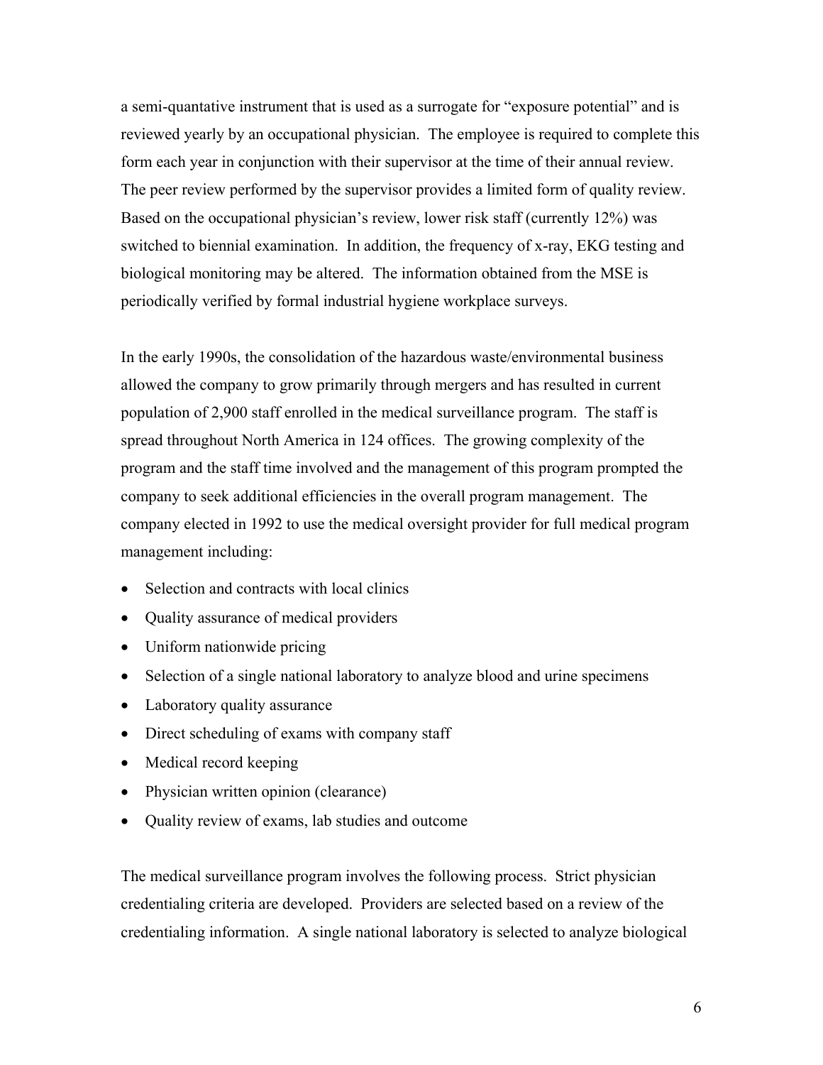a semi-quantative instrument that is used as a surrogate for "exposure potential" and is reviewed yearly by an occupational physician. The employee is required to complete this form each year in conjunction with their supervisor at the time of their annual review. The peer review performed by the supervisor provides a limited form of quality review. Based on the occupational physician's review, lower risk staff (currently 12%) was switched to biennial examination. In addition, the frequency of x-ray, EKG testing and biological monitoring may be altered. The information obtained from the MSE is periodically verified by formal industrial hygiene workplace surveys.

In the early 1990s, the consolidation of the hazardous waste/environmental business allowed the company to grow primarily through mergers and has resulted in current population of 2,900 staff enrolled in the medical surveillance program. The staff is spread throughout North America in 124 offices. The growing complexity of the program and the staff time involved and the management of this program prompted the company to seek additional efficiencies in the overall program management. The company elected in 1992 to use the medical oversight provider for full medical program management including:

- Selection and contracts with local clinics
- Quality assurance of medical providers
- Uniform nationwide pricing
- Selection of a single national laboratory to analyze blood and urine specimens
- Laboratory quality assurance
- Direct scheduling of exams with company staff
- Medical record keeping
- Physician written opinion (clearance)
- Quality review of exams, lab studies and outcome

The medical surveillance program involves the following process. Strict physician credentialing criteria are developed. Providers are selected based on a review of the credentialing information. A single national laboratory is selected to analyze biological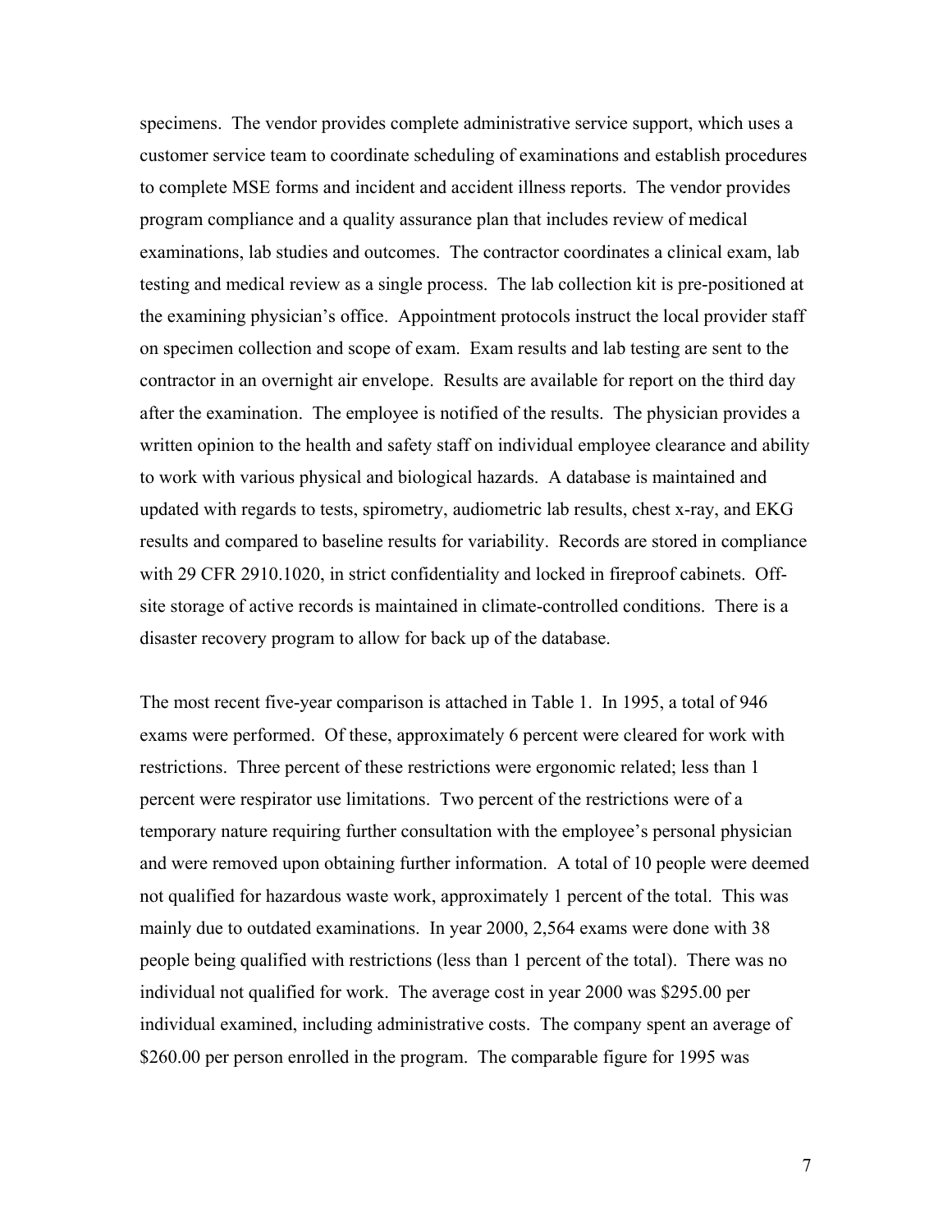specimens. The vendor provides complete administrative service support, which uses a customer service team to coordinate scheduling of examinations and establish procedures to complete MSE forms and incident and accident illness reports. The vendor provides program compliance and a quality assurance plan that includes review of medical examinations, lab studies and outcomes. The contractor coordinates a clinical exam, lab testing and medical review as a single process. The lab collection kit is pre-positioned at the examining physician's office. Appointment protocols instruct the local provider staff on specimen collection and scope of exam. Exam results and lab testing are sent to the contractor in an overnight air envelope. Results are available for report on the third day after the examination. The employee is notified of the results. The physician provides a written opinion to the health and safety staff on individual employee clearance and ability to work with various physical and biological hazards. A database is maintained and updated with regards to tests, spirometry, audiometric lab results, chest x-ray, and EKG results and compared to baseline results for variability. Records are stored in compliance with 29 CFR 2910.1020, in strict confidentiality and locked in fireproof cabinets. Off-site storage of active records is maintained in climate-controlled conditions. There is a disaster recovery program to allow for back up of the database.

The most recent five-year comparison is attached in Table 1. In 1995, a total of 946 exams were performed. Of these, approximately 6 percent were cleared for work with restrictions. Three percent of these restrictions were ergonomic related; less than 1 percent were respirator use limitations. Two percent of the restrictions were of a temporary nature requiring further consultation with the employee's personal physician and were removed upon obtaining further information. A total of 10 people were deemed not qualified for hazardous waste work, approximately 1 percent of the total. This was mainly due to outdated examinations. In year 2000, 2,564 exams were done with 38 people being qualified with restrictions (less than 1 percent of the total). There was no individual not qualified for work. The average cost in year 2000 was $295.00 per individual examined, including administrative costs. The company spent an average of $260.00 per person enrolled in the program. The comparable figure for 1995 was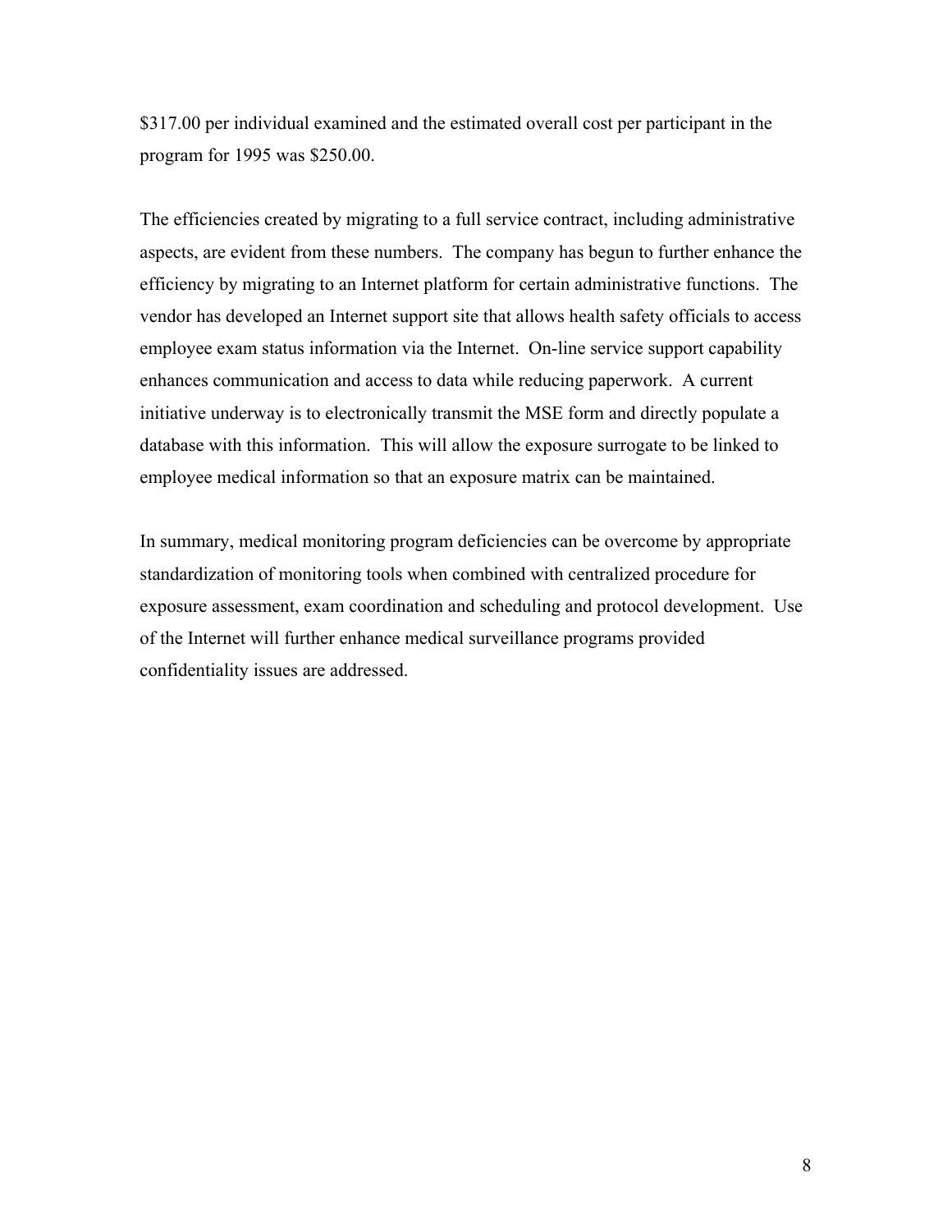$317.00 per individual examined and the estimated overall cost per participant in the program for 1995 was $250.00.

The efficiencies created by migrating to a full service contract, including administrative aspects, are evident from these numbers. The company has begun to further enhance the efficiency by migrating to an Internet platform for certain administrative functions. The vendor has developed an Internet support site that allows health safety officials to access employee exam status information via the Internet. On-line service support capability enhances communication and access to data while reducing paperwork. A current initiative underway is to electronically transmit the MSE form and directly populate a database with this information. This will allow the exposure surrogate to be linked to employee medical information so that an exposure matrix can be maintained.

In summary, medical monitoring program deficiencies can be overcome by appropriate standardization of monitoring tools when combined with centralized procedure for exposure assessment, exam coordination and scheduling and protocol development. Use of the Internet will further enhance medical surveillance programs provided confidentiality issues are addressed.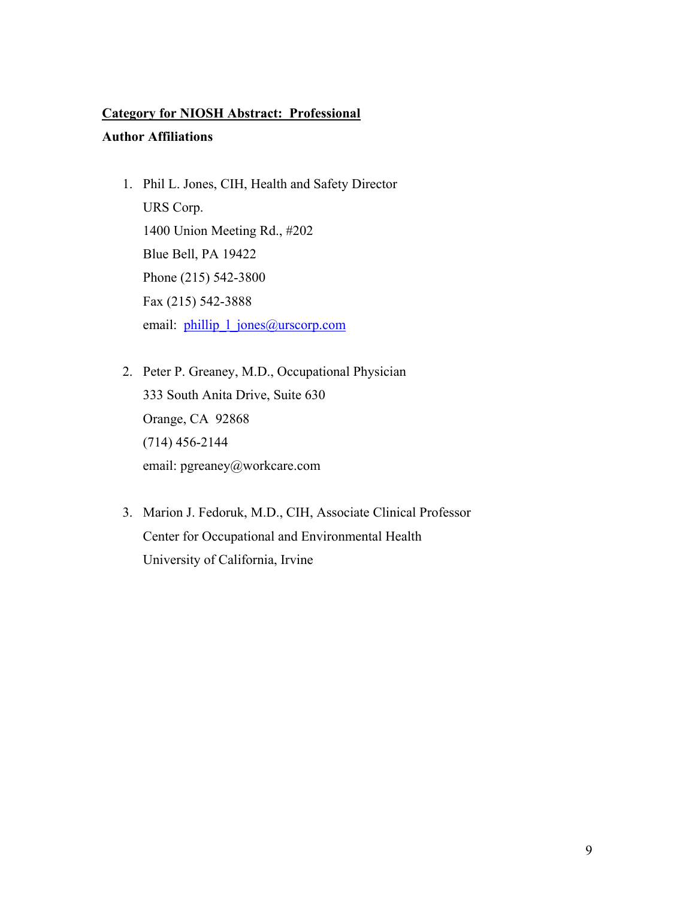**<u>Category for NIOSH Abstract: Professional</u>**

**Author Affiliations**

1. Phil L. Jones, CIH, Health and Safety Director
   URS Corp.
   1400 Union Meeting Rd., #202
   Blue Bell, PA 19422
   Phone (215) 542-3800
   Fax (215) 542-3888
   email: phillip_l_jones@urscorp.com

2. Peter P. Greaney, M.D., Occupational Physician
   333 South Anita Drive, Suite 630
   Orange, CA 92868
   (714) 456-2144
   email: pgreaney@workcare.com

3. Marion J. Fedoruk, M.D., CIH, Associate Clinical Professor
   Center for Occupational and Environmental Health
   University of California, Irvine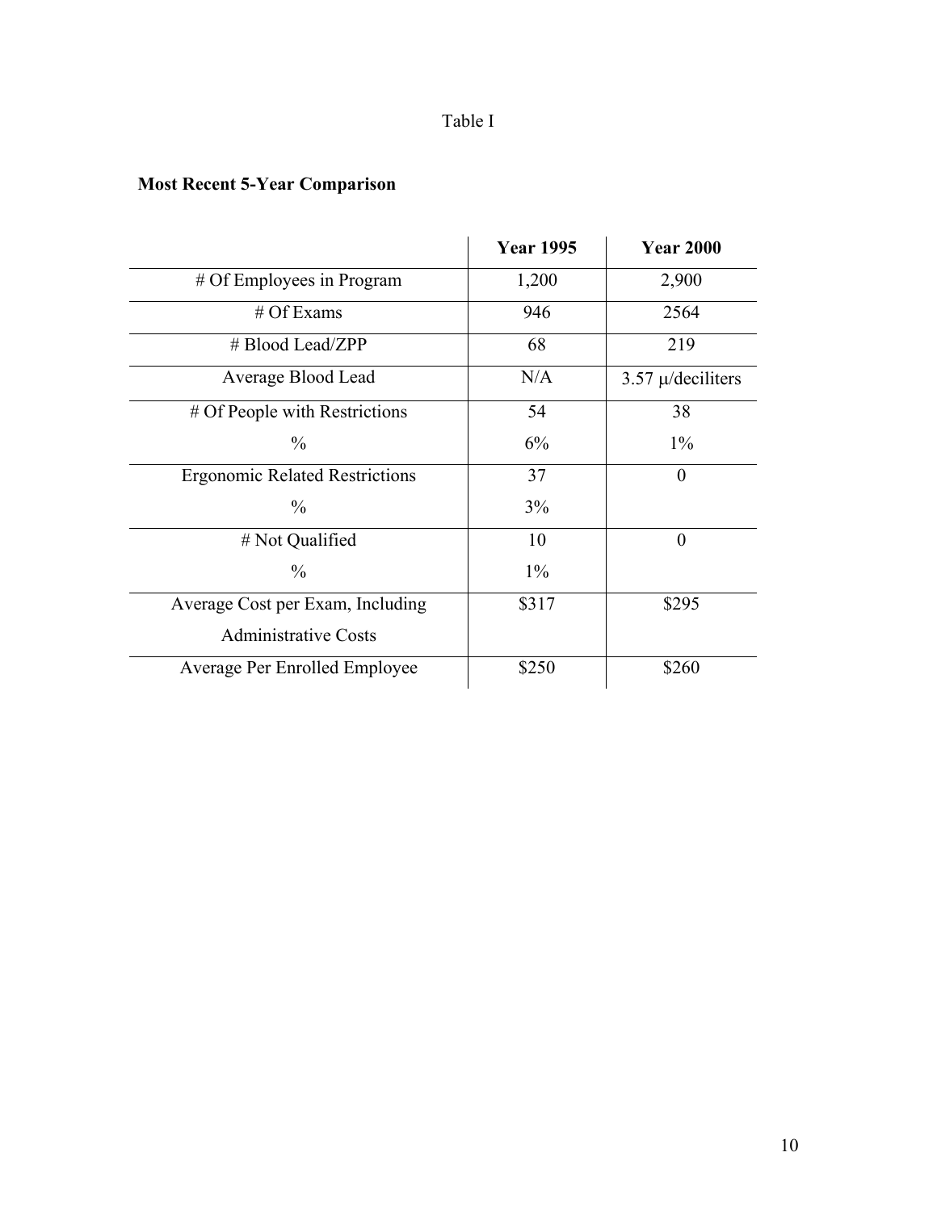Table I

**Most Recent 5-Year Comparison**

| | **Year 1995** | **Year 2000** |
|---|---|---|
| # Of Employees in Program | 1,200 | 2,900 |
| # Of Exams | 946 | 2564 |
| # Blood Lead/ZPP | 68 | 219 |
| Average Blood Lead | N/A | 3.57 μ/deciliters |
| # Of People with Restrictions<br>% | 54<br>6% | 38<br>1% |
| Ergonomic Related Restrictions<br>% | 37<br>3% | 0 |
| # Not Qualified<br>% | 10<br>1% | 0 |
| Average Cost per Exam, Including Administrative Costs | $317 | $295 |
| Average Per Enrolled Employee | $250 | $260 |